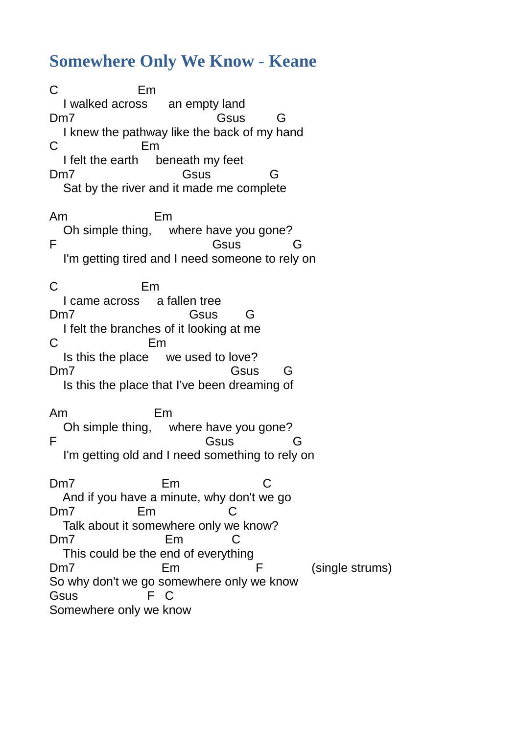# Somewhere Only We Know - Keane

```
C                    Em
   I walked across      an empty land
Dm7                                   Gsus        G
   I knew the pathway like the back of my hand
C                     Em
   I felt the earth     beneath my feet
Dm7                           Gsus              G
   Sat by the river and it made me complete

Am                    Em
   Oh simple thing,      where have you gone?
F                                     Gsus            G
   I'm getting tired and I need someone to rely on

C                     Em
   I came across      a fallen tree
Dm7                              Gsus        G
   I felt the branches of it looking at me
C                        Em
   Is this the place      we used to love?
Dm7                                       Gsus       G
   Is this the place that I've been dreaming of

Am                    Em
   Oh simple thing,      where have you gone?
F                                   Gsus                 G
   I'm getting old and I need something to rely on

Dm7                      Em                   C
   And if you have a minute, why don't we go
Dm7                 Em                  C
   Talk about it somewhere only we know?
Dm7                       Em             C
   This could be the end of everything
Dm7                      Em                   F           (single strums)
So why don't we go somewhere only we know
Gsus                  F   C
Somewhere only we know
```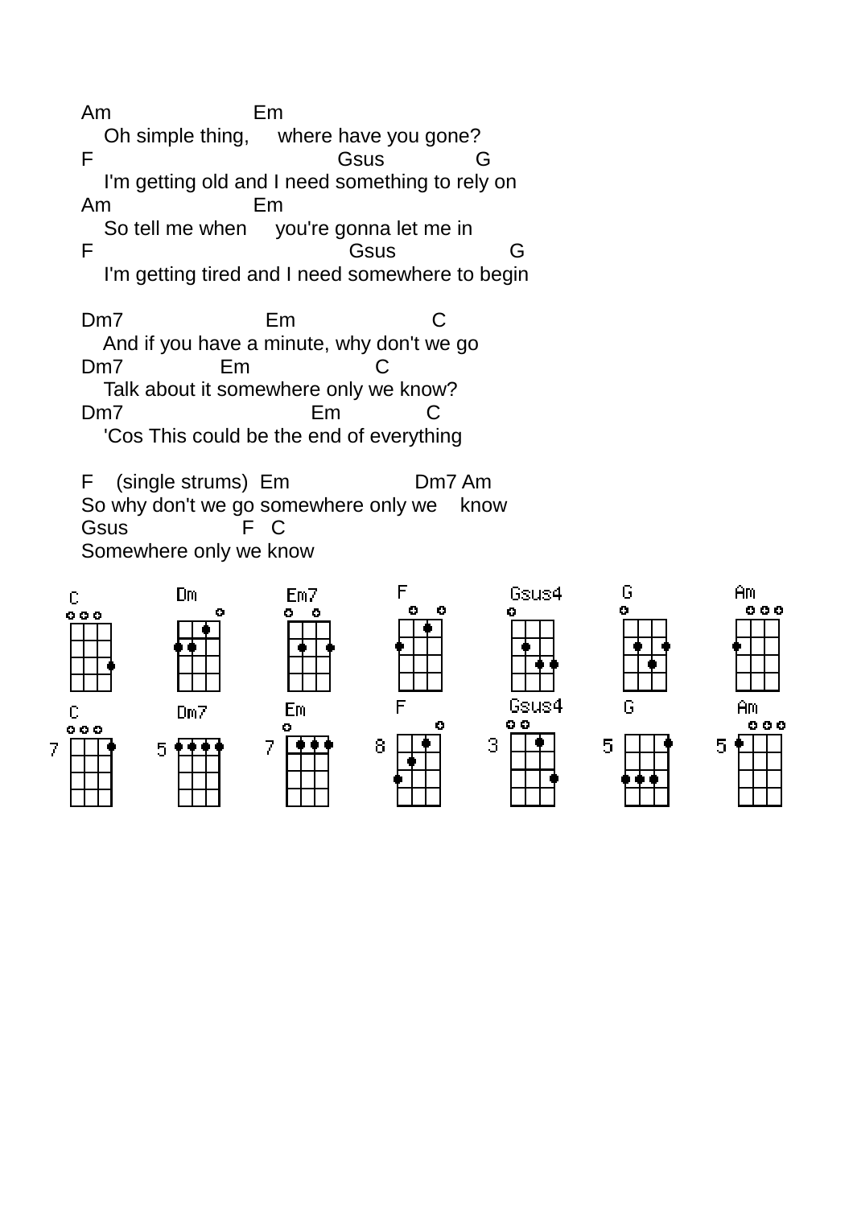```
Am                    Em
   Oh simple thing,     where have you gone?
F                                  Gsus           G
   I'm getting old and I need something to rely on
Am                    Em
   So tell me when     you're gonna let me in
F                                    Gsus             G
   I'm getting tired and I need somewhere to begin

Dm7                    Em                   C
   And if you have a minute, why don't we go
Dm7              Em                 C
   Talk about it somewhere only we know?
Dm7                          Em            C
   'Cos This could be the end of everything

F    (single strums)  Em                  Dm7 Am
So why don't we go somewhere only we    know
Gsus                F   C
Somewhere only we know
```

C    Dm    Em7    F    Gsus4    G    Am

C (7)    Dm7 (5)    Em (7)    F (8)    Gsus4 (3)    G (5)    Am (5)